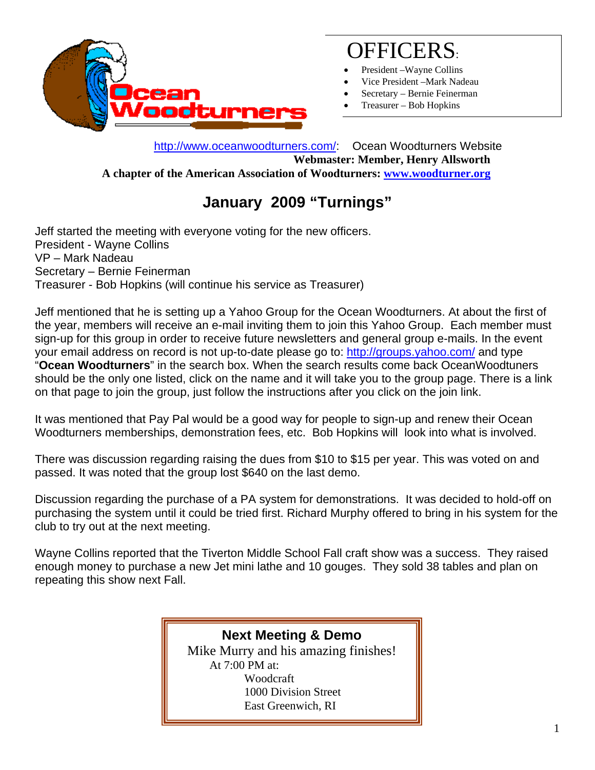# OFFICERS:

- President –Wayne Collins
- Vice President –Mark Nadeau
- Secretary – Bernie Feinerman
- Treasurer – Bob Hopkins

http://www.oceanwoodturners.com/: Ocean Woodturners Website

**Webmaster: Member, Henry Allsworth**

**A chapter of the American Association of Woodturners: www.woodturner.org**

## January 2009 "Turnings"

Jeff started the meeting with everyone voting for the new officers.
President - Wayne Collins
VP – Mark Nadeau
Secretary – Bernie Feinerman
Treasurer - Bob Hopkins (will continue his service as Treasurer)

Jeff mentioned that he is setting up a Yahoo Group for the Ocean Woodturners. At about the first of the year, members will receive an e-mail inviting them to join this Yahoo Group. Each member must sign-up for this group in order to receive future newsletters and general group e-mails. In the event your email address on record is not up-to-date please go to: http://groups.yahoo.com/ and type "**Ocean Woodturners**" in the search box. When the search results come back OceanWoodtuners should be the only one listed, click on the name and it will take you to the group page. There is a link on that page to join the group, just follow the instructions after you click on the join link.

It was mentioned that Pay Pal would be a good way for people to sign-up and renew their Ocean Woodturners memberships, demonstration fees, etc. Bob Hopkins will look into what is involved.

There was discussion regarding raising the dues from $10 to $15 per year. This was voted on and passed. It was noted that the group lost $640 on the last demo.

Discussion regarding the purchase of a PA system for demonstrations. It was decided to hold-off on purchasing the system until it could be tried first. Richard Murphy offered to bring in his system for the club to try out at the next meeting.

Wayne Collins reported that the Tiverton Middle School Fall craft show was a success. They raised enough money to purchase a new Jet mini lathe and 10 gouges. They sold 38 tables and plan on repeating this show next Fall.

**Next Meeting & Demo**
Mike Murry and his amazing finishes!
At 7:00 PM at:
Woodcraft
1000 Division Street
East Greenwich, RI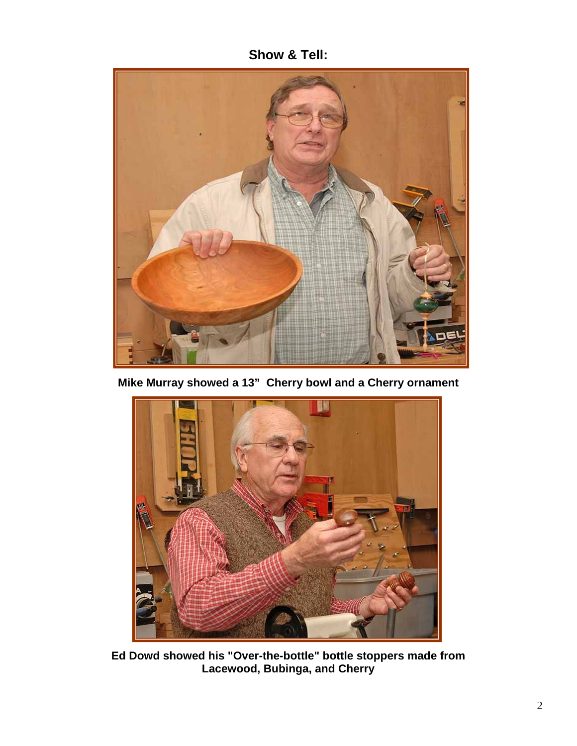## Show & Tell:

**Mike Murray showed a 13" Cherry bowl and a Cherry ornament**

**Ed Dowd showed his "Over-the-bottle" bottle stoppers made from Lacewood, Bubinga, and Cherry**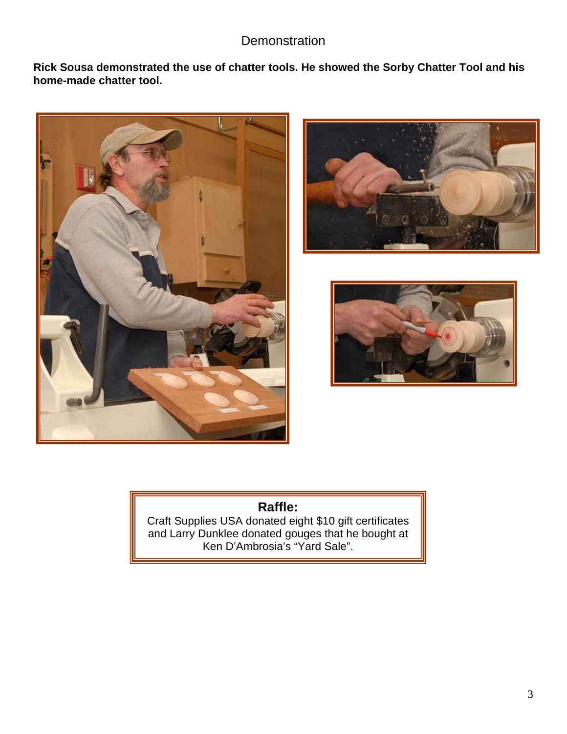# Demonstration

**Rick Sousa demonstrated the use of chatter tools. He showed the Sorby Chatter Tool and his home-made chatter tool.**

**Raffle:**

Craft Supplies USA donated eight $10 gift certificates and Larry Dunklee donated gouges that he bought at Ken D'Ambrosia's "Yard Sale".